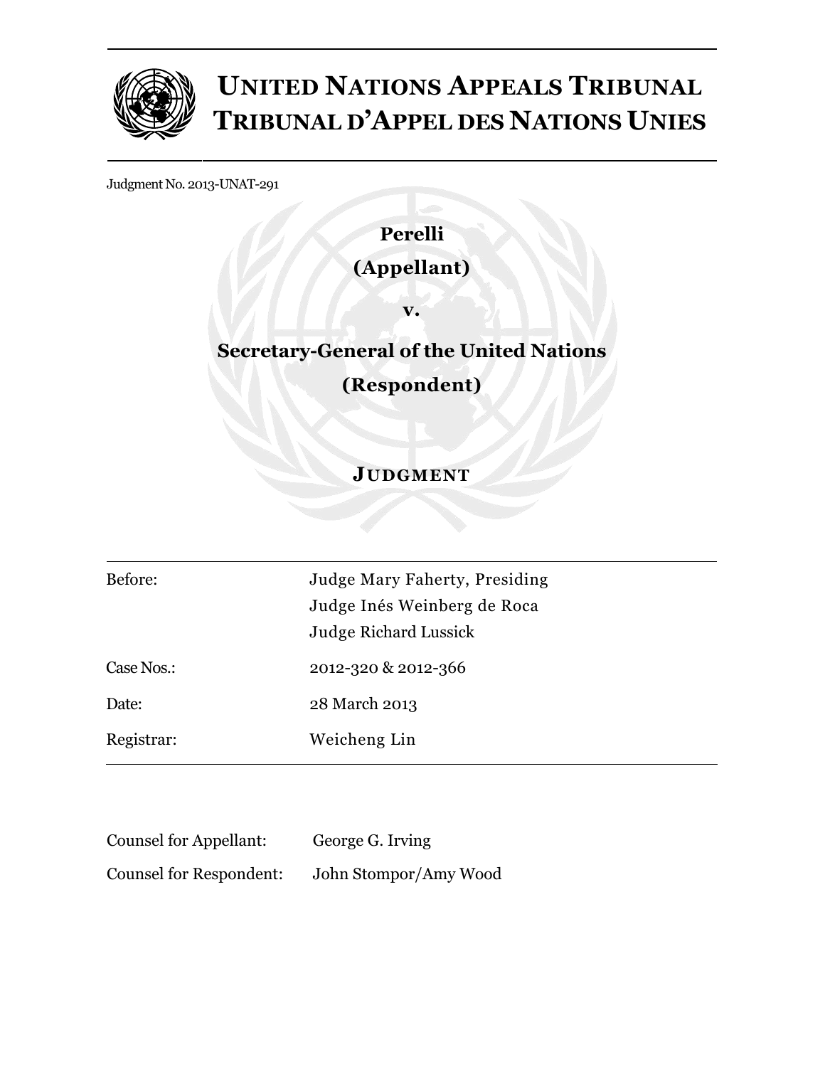# UNITED NATIONS APPEALS TRIBUNAL
# TRIBUNAL D'APPEL DES NATIONS UNIES

Judgment No. 2013-UNAT-291

**Perelli**

**(Appellant)**

**v.**

**Secretary-General of the United Nations**

**(Respondent)**

## JUDGMENT

| | |
|---|---|
| Before: | Judge Mary Faherty, Presiding |
| | Judge Inés Weinberg de Roca |
| | Judge Richard Lussick |
| Case Nos.: | 2012-320 & 2012-366 |
| Date: | 28 March 2013 |
| Registrar: | Weicheng Lin |

| | |
|---|---|
| Counsel for Appellant: | George G. Irving |
| Counsel for Respondent: | John Stompor/Amy Wood |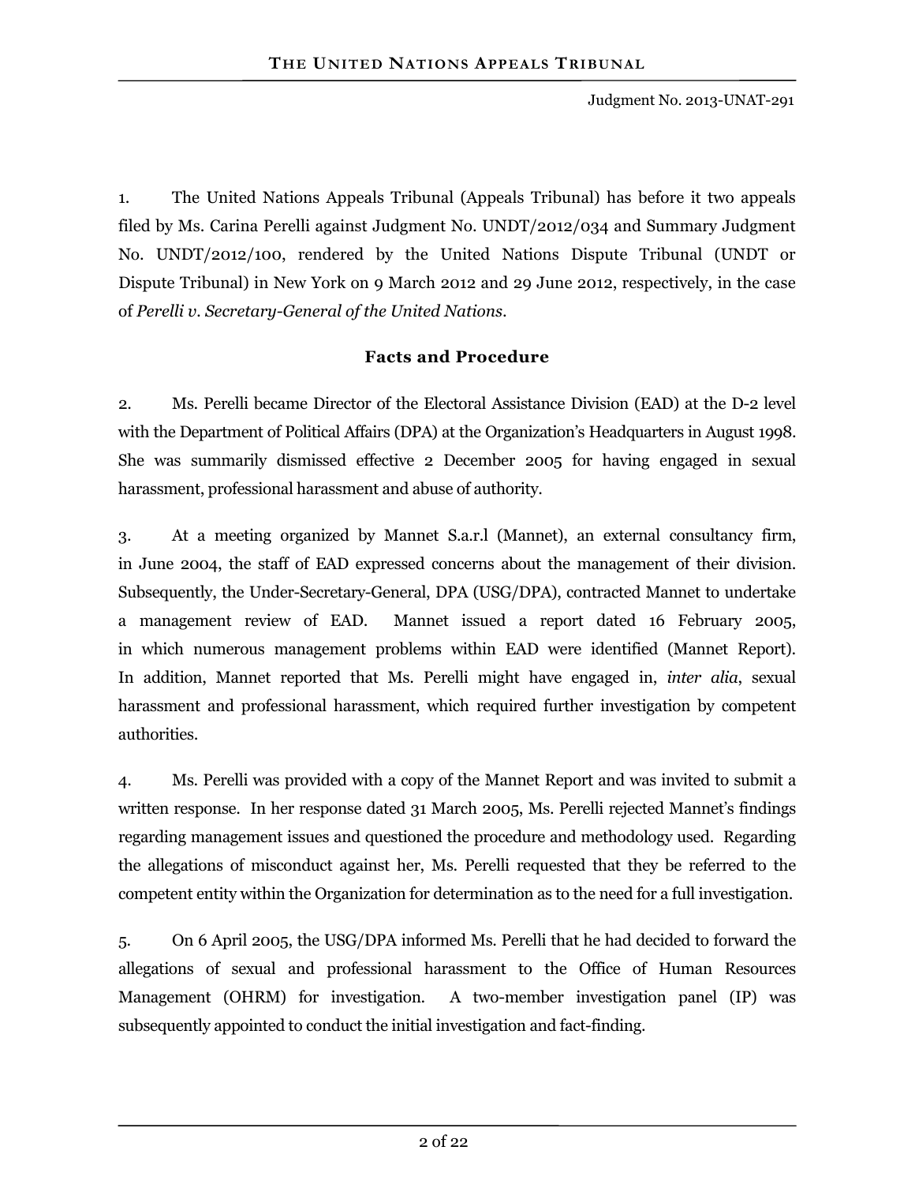1. The United Nations Appeals Tribunal (Appeals Tribunal) has before it two appeals filed by Ms. Carina Perelli against Judgment No. UNDT/2012/034 and Summary Judgment No. UNDT/2012/100, rendered by the United Nations Dispute Tribunal (UNDT or Dispute Tribunal) in New York on 9 March 2012 and 29 June 2012, respectively, in the case of *Perelli v. Secretary-General of the United Nations*.

## Facts and Procedure

2. Ms. Perelli became Director of the Electoral Assistance Division (EAD) at the D-2 level with the Department of Political Affairs (DPA) at the Organization's Headquarters in August 1998. She was summarily dismissed effective 2 December 2005 for having engaged in sexual harassment, professional harassment and abuse of authority.

3. At a meeting organized by Mannet S.a.r.l (Mannet), an external consultancy firm, in June 2004, the staff of EAD expressed concerns about the management of their division. Subsequently, the Under-Secretary-General, DPA (USG/DPA), contracted Mannet to undertake a management review of EAD. Mannet issued a report dated 16 February 2005, in which numerous management problems within EAD were identified (Mannet Report). In addition, Mannet reported that Ms. Perelli might have engaged in, *inter alia*, sexual harassment and professional harassment, which required further investigation by competent authorities.

4. Ms. Perelli was provided with a copy of the Mannet Report and was invited to submit a written response. In her response dated 31 March 2005, Ms. Perelli rejected Mannet's findings regarding management issues and questioned the procedure and methodology used. Regarding the allegations of misconduct against her, Ms. Perelli requested that they be referred to the competent entity within the Organization for determination as to the need for a full investigation.

5. On 6 April 2005, the USG/DPA informed Ms. Perelli that he had decided to forward the allegations of sexual and professional harassment to the Office of Human Resources Management (OHRM) for investigation. A two-member investigation panel (IP) was subsequently appointed to conduct the initial investigation and fact-finding.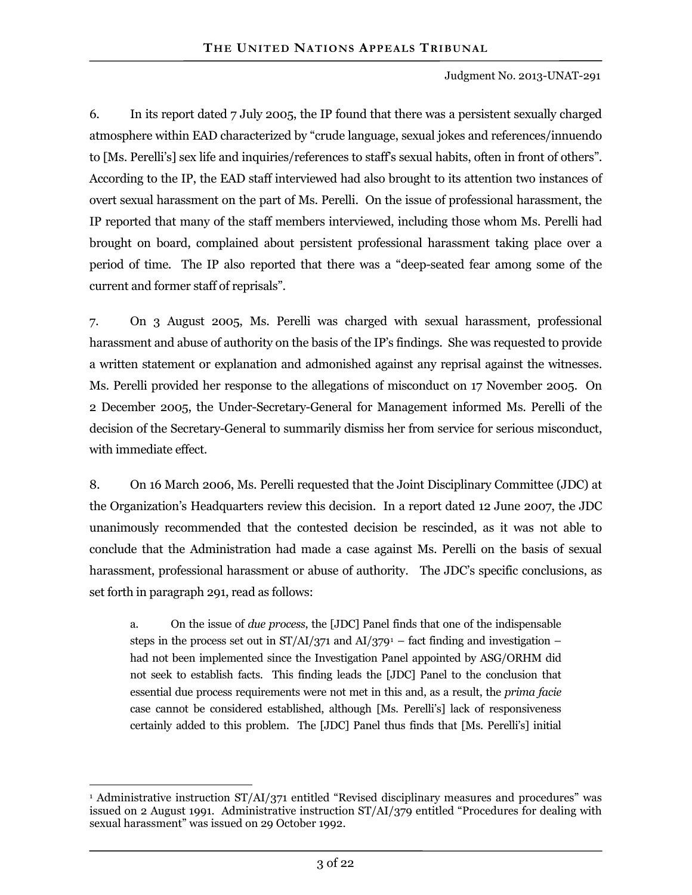6. In its report dated 7 July 2005, the IP found that there was a persistent sexually charged atmosphere within EAD characterized by "crude language, sexual jokes and references/innuendo to [Ms. Perelli's] sex life and inquiries/references to staff's sexual habits, often in front of others". According to the IP, the EAD staff interviewed had also brought to its attention two instances of overt sexual harassment on the part of Ms. Perelli. On the issue of professional harassment, the IP reported that many of the staff members interviewed, including those whom Ms. Perelli had brought on board, complained about persistent professional harassment taking place over a period of time. The IP also reported that there was a "deep-seated fear among some of the current and former staff of reprisals".

7. On 3 August 2005, Ms. Perelli was charged with sexual harassment, professional harassment and abuse of authority on the basis of the IP's findings. She was requested to provide a written statement or explanation and admonished against any reprisal against the witnesses. Ms. Perelli provided her response to the allegations of misconduct on 17 November 2005. On 2 December 2005, the Under-Secretary-General for Management informed Ms. Perelli of the decision of the Secretary-General to summarily dismiss her from service for serious misconduct, with immediate effect.

8. On 16 March 2006, Ms. Perelli requested that the Joint Disciplinary Committee (JDC) at the Organization's Headquarters review this decision. In a report dated 12 June 2007, the JDC unanimously recommended that the contested decision be rescinded, as it was not able to conclude that the Administration had made a case against Ms. Perelli on the basis of sexual harassment, professional harassment or abuse of authority. The JDC's specific conclusions, as set forth in paragraph 291, read as follows:

> a. On the issue of *due process*, the [JDC] Panel finds that one of the indispensable steps in the process set out in ST/AI/371 and AI/379[1] – fact finding and investigation – had not been implemented since the Investigation Panel appointed by ASG/ORHM did not seek to establish facts. This finding leads the [JDC] Panel to the conclusion that essential due process requirements were not met in this and, as a result, the *prima facie* case cannot be considered established, although [Ms. Perelli's] lack of responsiveness certainly added to this problem. The [JDC] Panel thus finds that [Ms. Perelli's] initial

[1] Administrative instruction ST/AI/371 entitled "Revised disciplinary measures and procedures" was issued on 2 August 1991. Administrative instruction ST/AI/379 entitled "Procedures for dealing with sexual harassment" was issued on 29 October 1992.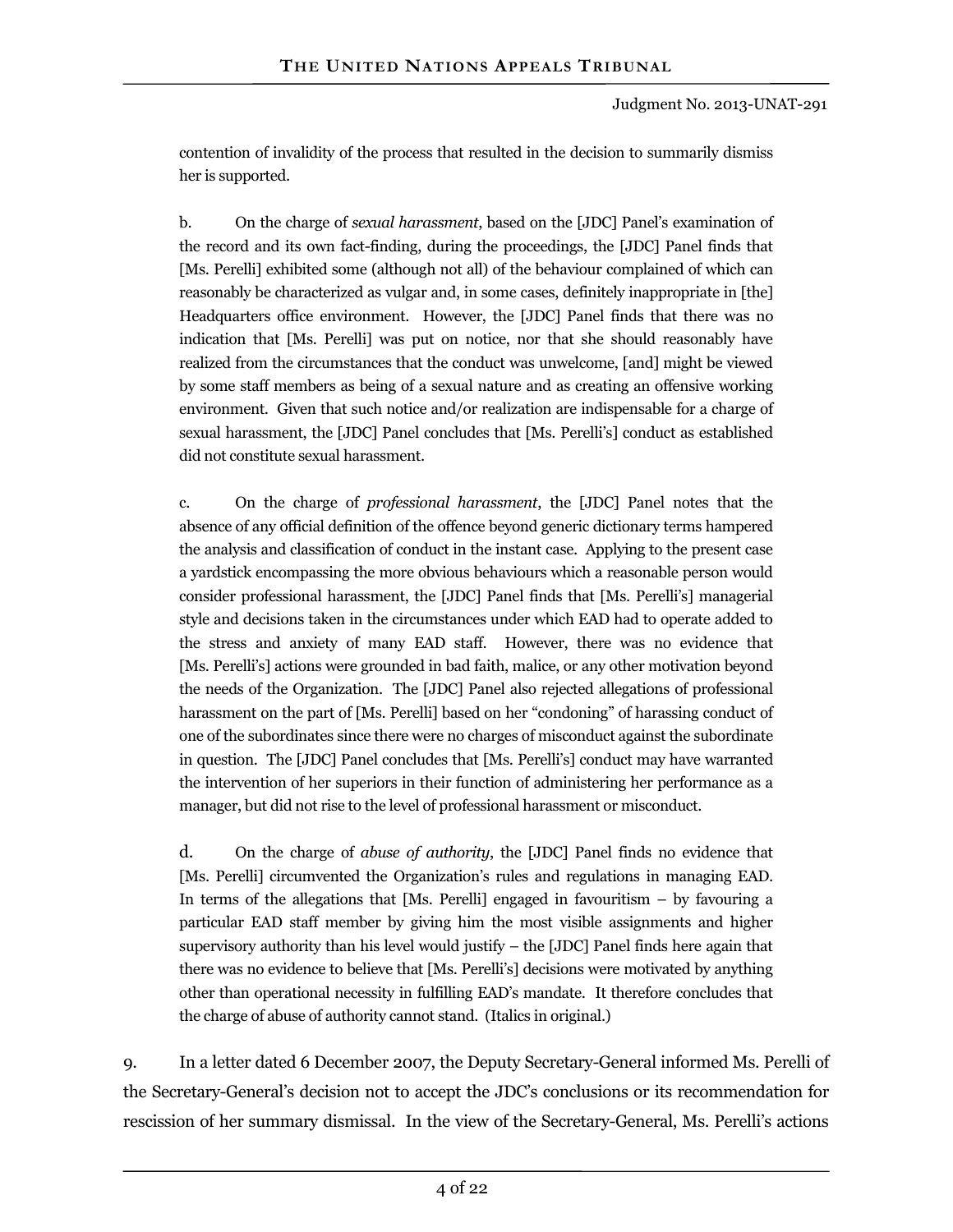contention of invalidity of the process that resulted in the decision to summarily dismiss her is supported.

b. On the charge of *sexual harassment*, based on the [JDC] Panel's examination of the record and its own fact-finding, during the proceedings, the [JDC] Panel finds that [Ms. Perelli] exhibited some (although not all) of the behaviour complained of which can reasonably be characterized as vulgar and, in some cases, definitely inappropriate in [the] Headquarters office environment. However, the [JDC] Panel finds that there was no indication that [Ms. Perelli] was put on notice, nor that she should reasonably have realized from the circumstances that the conduct was unwelcome, [and] might be viewed by some staff members as being of a sexual nature and as creating an offensive working environment. Given that such notice and/or realization are indispensable for a charge of sexual harassment, the [JDC] Panel concludes that [Ms. Perelli's] conduct as established did not constitute sexual harassment.

c. On the charge of *professional harassment*, the [JDC] Panel notes that the absence of any official definition of the offence beyond generic dictionary terms hampered the analysis and classification of conduct in the instant case. Applying to the present case a yardstick encompassing the more obvious behaviours which a reasonable person would consider professional harassment, the [JDC] Panel finds that [Ms. Perelli's] managerial style and decisions taken in the circumstances under which EAD had to operate added to the stress and anxiety of many EAD staff. However, there was no evidence that [Ms. Perelli's] actions were grounded in bad faith, malice, or any other motivation beyond the needs of the Organization. The [JDC] Panel also rejected allegations of professional harassment on the part of [Ms. Perelli] based on her "condoning" of harassing conduct of one of the subordinates since there were no charges of misconduct against the subordinate in question. The [JDC] Panel concludes that [Ms. Perelli's] conduct may have warranted the intervention of her superiors in their function of administering her performance as a manager, but did not rise to the level of professional harassment or misconduct.

d. On the charge of *abuse of authority*, the [JDC] Panel finds no evidence that [Ms. Perelli] circumvented the Organization's rules and regulations in managing EAD. In terms of the allegations that [Ms. Perelli] engaged in favouritism – by favouring a particular EAD staff member by giving him the most visible assignments and higher supervisory authority than his level would justify – the [JDC] Panel finds here again that there was no evidence to believe that [Ms. Perelli's] decisions were motivated by anything other than operational necessity in fulfilling EAD's mandate. It therefore concludes that the charge of abuse of authority cannot stand. (Italics in original.)

9. In a letter dated 6 December 2007, the Deputy Secretary-General informed Ms. Perelli of the Secretary-General's decision not to accept the JDC's conclusions or its recommendation for rescission of her summary dismissal. In the view of the Secretary-General, Ms. Perelli's actions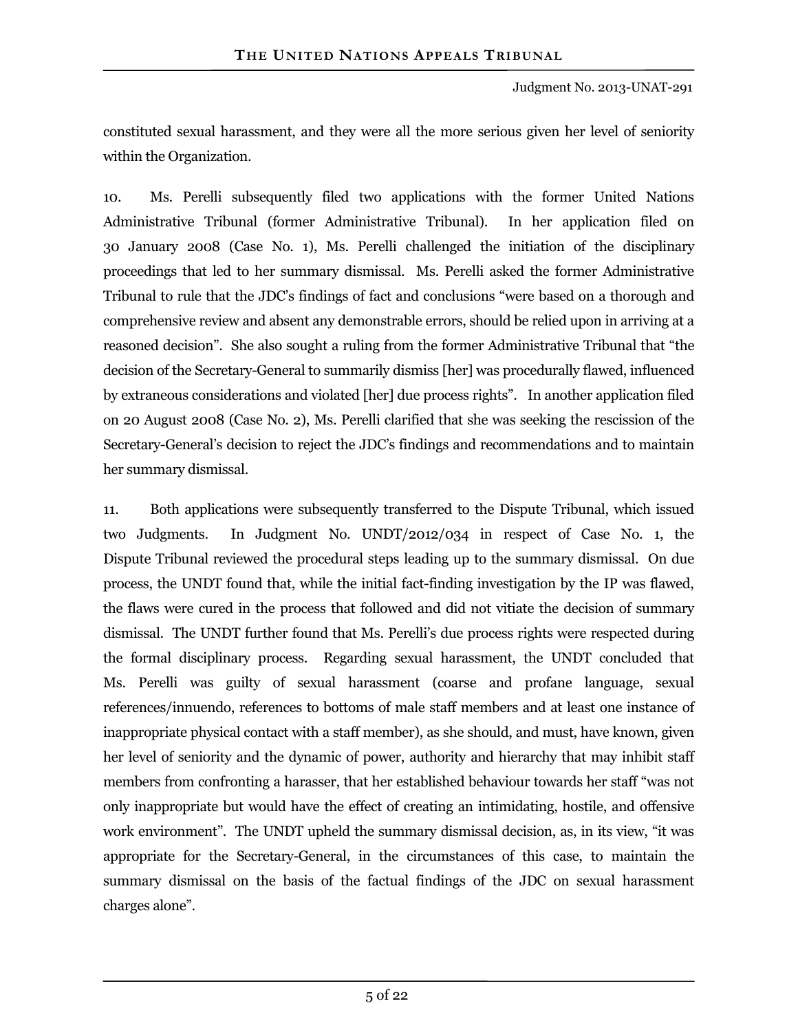constituted sexual harassment, and they were all the more serious given her level of seniority within the Organization.

10. Ms. Perelli subsequently filed two applications with the former United Nations Administrative Tribunal (former Administrative Tribunal). In her application filed on 30 January 2008 (Case No. 1), Ms. Perelli challenged the initiation of the disciplinary proceedings that led to her summary dismissal. Ms. Perelli asked the former Administrative Tribunal to rule that the JDC's findings of fact and conclusions "were based on a thorough and comprehensive review and absent any demonstrable errors, should be relied upon in arriving at a reasoned decision". She also sought a ruling from the former Administrative Tribunal that "the decision of the Secretary-General to summarily dismiss [her] was procedurally flawed, influenced by extraneous considerations and violated [her] due process rights". In another application filed on 20 August 2008 (Case No. 2), Ms. Perelli clarified that she was seeking the rescission of the Secretary-General's decision to reject the JDC's findings and recommendations and to maintain her summary dismissal.

11. Both applications were subsequently transferred to the Dispute Tribunal, which issued two Judgments. In Judgment No. UNDT/2012/034 in respect of Case No. 1, the Dispute Tribunal reviewed the procedural steps leading up to the summary dismissal. On due process, the UNDT found that, while the initial fact-finding investigation by the IP was flawed, the flaws were cured in the process that followed and did not vitiate the decision of summary dismissal. The UNDT further found that Ms. Perelli's due process rights were respected during the formal disciplinary process. Regarding sexual harassment, the UNDT concluded that Ms. Perelli was guilty of sexual harassment (coarse and profane language, sexual references/innuendo, references to bottoms of male staff members and at least one instance of inappropriate physical contact with a staff member), as she should, and must, have known, given her level of seniority and the dynamic of power, authority and hierarchy that may inhibit staff members from confronting a harasser, that her established behaviour towards her staff "was not only inappropriate but would have the effect of creating an intimidating, hostile, and offensive work environment". The UNDT upheld the summary dismissal decision, as, in its view, "it was appropriate for the Secretary-General, in the circumstances of this case, to maintain the summary dismissal on the basis of the factual findings of the JDC on sexual harassment charges alone".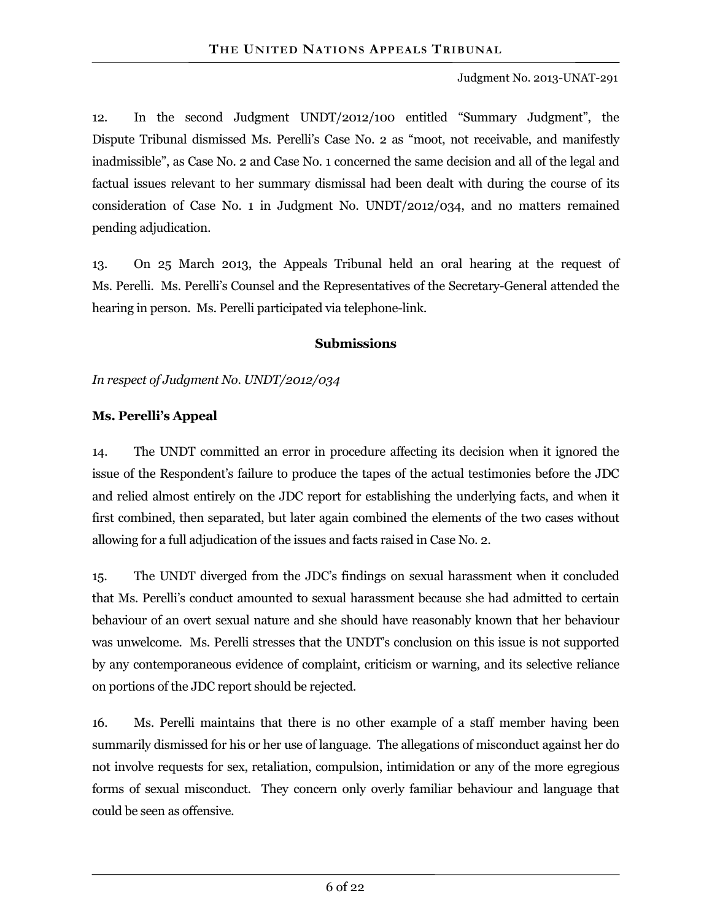12. In the second Judgment UNDT/2012/100 entitled "Summary Judgment", the Dispute Tribunal dismissed Ms. Perelli's Case No. 2 as "moot, not receivable, and manifestly inadmissible", as Case No. 2 and Case No. 1 concerned the same decision and all of the legal and factual issues relevant to her summary dismissal had been dealt with during the course of its consideration of Case No. 1 in Judgment No. UNDT/2012/034, and no matters remained pending adjudication.

13. On 25 March 2013, the Appeals Tribunal held an oral hearing at the request of Ms. Perelli. Ms. Perelli's Counsel and the Representatives of the Secretary-General attended the hearing in person. Ms. Perelli participated via telephone-link.

## Submissions

*In respect of Judgment No. UNDT/2012/034*

### Ms. Perelli's Appeal

14. The UNDT committed an error in procedure affecting its decision when it ignored the issue of the Respondent's failure to produce the tapes of the actual testimonies before the JDC and relied almost entirely on the JDC report for establishing the underlying facts, and when it first combined, then separated, but later again combined the elements of the two cases without allowing for a full adjudication of the issues and facts raised in Case No. 2.

15. The UNDT diverged from the JDC's findings on sexual harassment when it concluded that Ms. Perelli's conduct amounted to sexual harassment because she had admitted to certain behaviour of an overt sexual nature and she should have reasonably known that her behaviour was unwelcome. Ms. Perelli stresses that the UNDT's conclusion on this issue is not supported by any contemporaneous evidence of complaint, criticism or warning, and its selective reliance on portions of the JDC report should be rejected.

16. Ms. Perelli maintains that there is no other example of a staff member having been summarily dismissed for his or her use of language. The allegations of misconduct against her do not involve requests for sex, retaliation, compulsion, intimidation or any of the more egregious forms of sexual misconduct. They concern only overly familiar behaviour and language that could be seen as offensive.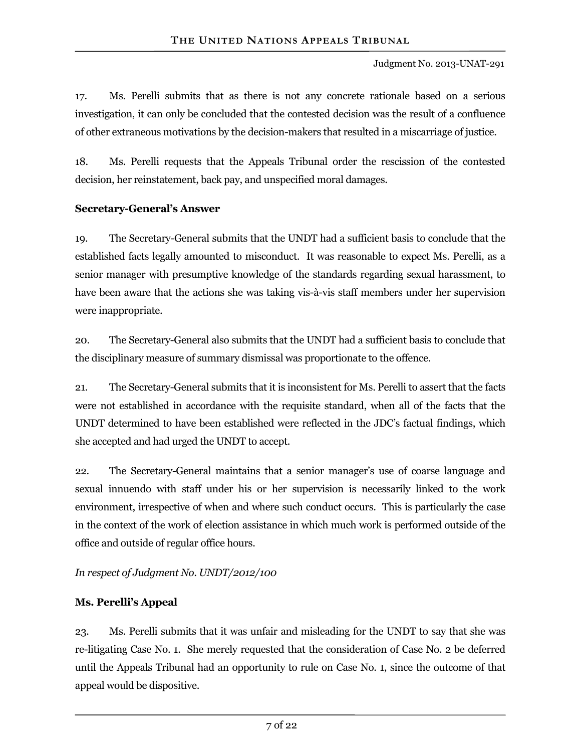17. Ms. Perelli submits that as there is not any concrete rationale based on a serious investigation, it can only be concluded that the contested decision was the result of a confluence of other extraneous motivations by the decision-makers that resulted in a miscarriage of justice.

18. Ms. Perelli requests that the Appeals Tribunal order the rescission of the contested decision, her reinstatement, back pay, and unspecified moral damages.

**Secretary-General's Answer**

19. The Secretary-General submits that the UNDT had a sufficient basis to conclude that the established facts legally amounted to misconduct. It was reasonable to expect Ms. Perelli, as a senior manager with presumptive knowledge of the standards regarding sexual harassment, to have been aware that the actions she was taking vis-à-vis staff members under her supervision were inappropriate.

20. The Secretary-General also submits that the UNDT had a sufficient basis to conclude that the disciplinary measure of summary dismissal was proportionate to the offence.

21. The Secretary-General submits that it is inconsistent for Ms. Perelli to assert that the facts were not established in accordance with the requisite standard, when all of the facts that the UNDT determined to have been established were reflected in the JDC's factual findings, which she accepted and had urged the UNDT to accept.

22. The Secretary-General maintains that a senior manager's use of coarse language and sexual innuendo with staff under his or her supervision is necessarily linked to the work environment, irrespective of when and where such conduct occurs. This is particularly the case in the context of the work of election assistance in which much work is performed outside of the office and outside of regular office hours.

*In respect of Judgment No. UNDT/2012/100*

**Ms. Perelli's Appeal**

23. Ms. Perelli submits that it was unfair and misleading for the UNDT to say that she was re-litigating Case No. 1. She merely requested that the consideration of Case No. 2 be deferred until the Appeals Tribunal had an opportunity to rule on Case No. 1, since the outcome of that appeal would be dispositive.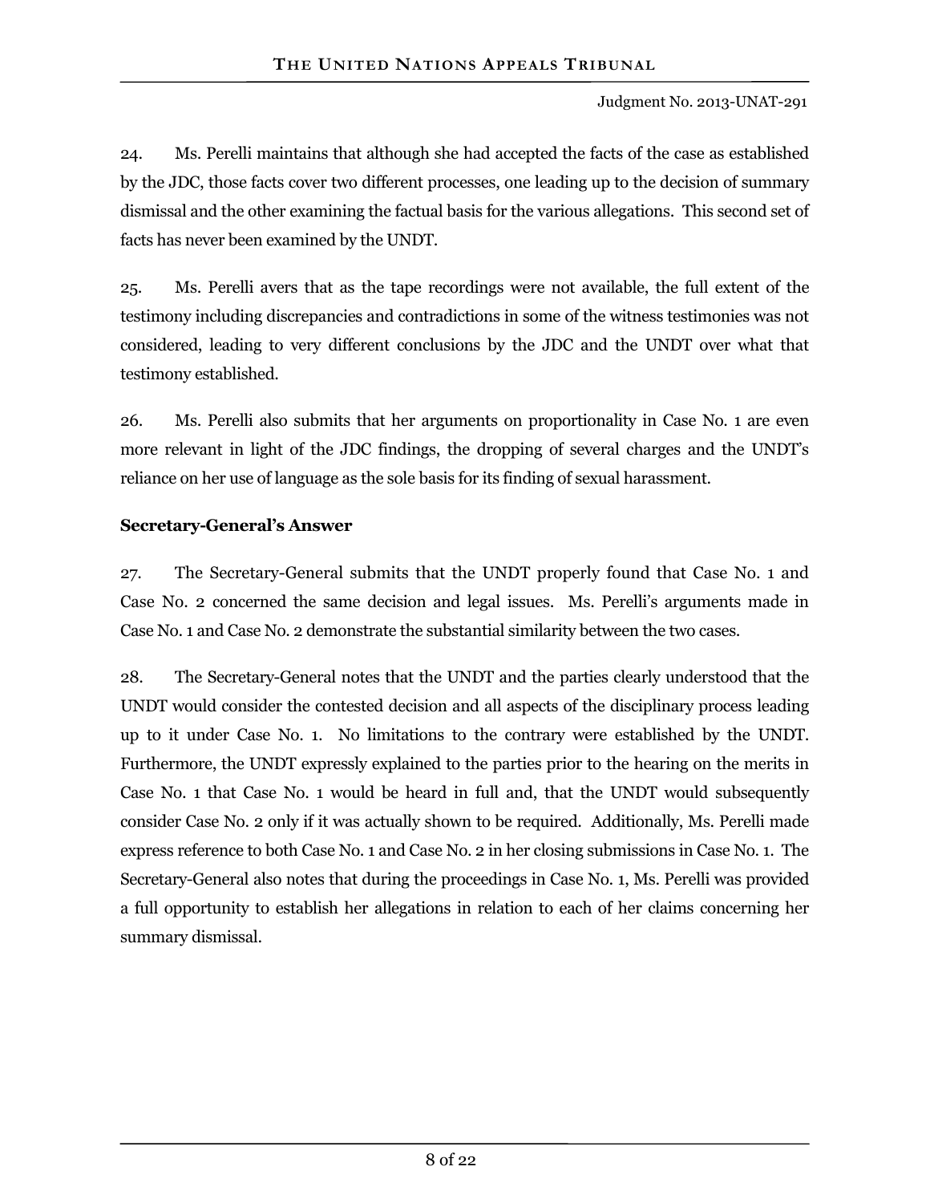24. Ms. Perelli maintains that although she had accepted the facts of the case as established by the JDC, those facts cover two different processes, one leading up to the decision of summary dismissal and the other examining the factual basis for the various allegations. This second set of facts has never been examined by the UNDT.

25. Ms. Perelli avers that as the tape recordings were not available, the full extent of the testimony including discrepancies and contradictions in some of the witness testimonies was not considered, leading to very different conclusions by the JDC and the UNDT over what that testimony established.

26. Ms. Perelli also submits that her arguments on proportionality in Case No. 1 are even more relevant in light of the JDC findings, the dropping of several charges and the UNDT's reliance on her use of language as the sole basis for its finding of sexual harassment.

**Secretary-General's Answer**

27. The Secretary-General submits that the UNDT properly found that Case No. 1 and Case No. 2 concerned the same decision and legal issues. Ms. Perelli's arguments made in Case No. 1 and Case No. 2 demonstrate the substantial similarity between the two cases.

28. The Secretary-General notes that the UNDT and the parties clearly understood that the UNDT would consider the contested decision and all aspects of the disciplinary process leading up to it under Case No. 1. No limitations to the contrary were established by the UNDT. Furthermore, the UNDT expressly explained to the parties prior to the hearing on the merits in Case No. 1 that Case No. 1 would be heard in full and, that the UNDT would subsequently consider Case No. 2 only if it was actually shown to be required. Additionally, Ms. Perelli made express reference to both Case No. 1 and Case No. 2 in her closing submissions in Case No. 1. The Secretary-General also notes that during the proceedings in Case No. 1, Ms. Perelli was provided a full opportunity to establish her allegations in relation to each of her claims concerning her summary dismissal.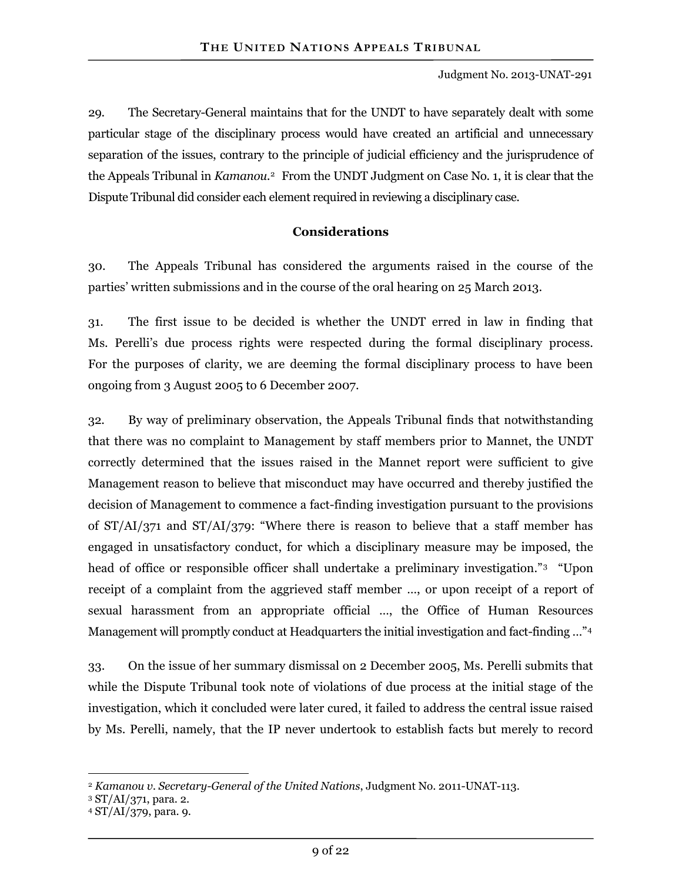29. The Secretary-General maintains that for the UNDT to have separately dealt with some particular stage of the disciplinary process would have created an artificial and unnecessary separation of the issues, contrary to the principle of judicial efficiency and the jurisprudence of the Appeals Tribunal in *Kamanou*.[2] From the UNDT Judgment on Case No. 1, it is clear that the Dispute Tribunal did consider each element required in reviewing a disciplinary case.

## Considerations

30. The Appeals Tribunal has considered the arguments raised in the course of the parties' written submissions and in the course of the oral hearing on 25 March 2013.

31. The first issue to be decided is whether the UNDT erred in law in finding that Ms. Perelli's due process rights were respected during the formal disciplinary process. For the purposes of clarity, we are deeming the formal disciplinary process to have been ongoing from 3 August 2005 to 6 December 2007.

32. By way of preliminary observation, the Appeals Tribunal finds that notwithstanding that there was no complaint to Management by staff members prior to Mannet, the UNDT correctly determined that the issues raised in the Mannet report were sufficient to give Management reason to believe that misconduct may have occurred and thereby justified the decision of Management to commence a fact-finding investigation pursuant to the provisions of ST/AI/371 and ST/AI/379: "Where there is reason to believe that a staff member has engaged in unsatisfactory conduct, for which a disciplinary measure may be imposed, the head of office or responsible officer shall undertake a preliminary investigation."[3] "Upon receipt of a complaint from the aggrieved staff member …, or upon receipt of a report of sexual harassment from an appropriate official …, the Office of Human Resources Management will promptly conduct at Headquarters the initial investigation and fact-finding …"[4]

33. On the issue of her summary dismissal on 2 December 2005, Ms. Perelli submits that while the Dispute Tribunal took note of violations of due process at the initial stage of the investigation, which it concluded were later cured, it failed to address the central issue raised by Ms. Perelli, namely, that the IP never undertook to establish facts but merely to record

---

[2] *Kamanou v. Secretary-General of the United Nations*, Judgment No. 2011-UNAT-113.

[3] ST/AI/371, para. 2.

[4] ST/AI/379, para. 9.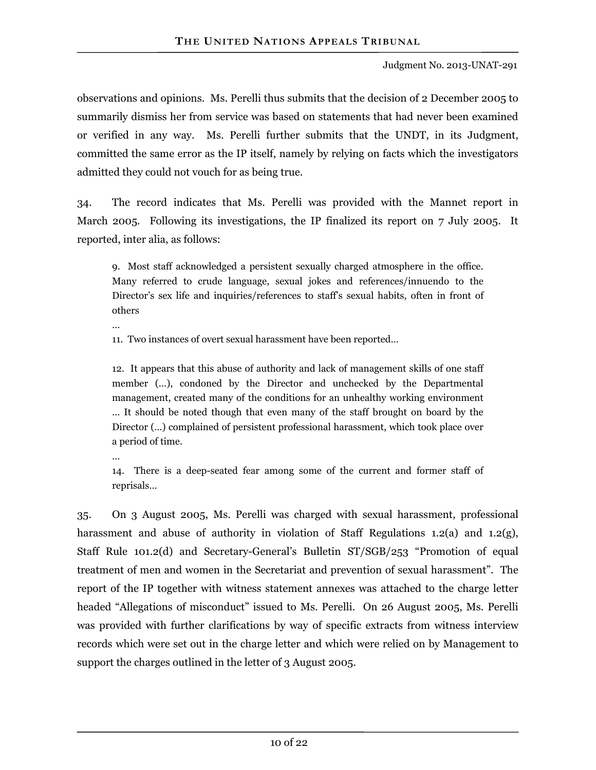observations and opinions. Ms. Perelli thus submits that the decision of 2 December 2005 to summarily dismiss her from service was based on statements that had never been examined or verified in any way. Ms. Perelli further submits that the UNDT, in its Judgment, committed the same error as the IP itself, namely by relying on facts which the investigators admitted they could not vouch for as being true.

34. The record indicates that Ms. Perelli was provided with the Mannet report in March 2005. Following its investigations, the IP finalized its report on 7 July 2005. It reported, inter alia, as follows:

> 9. Most staff acknowledged a persistent sexually charged atmosphere in the office. Many referred to crude language, sexual jokes and references/innuendo to the Director's sex life and inquiries/references to staff's sexual habits, often in front of others
>
> …
>
> 11. Two instances of overt sexual harassment have been reported…
>
> 12. It appears that this abuse of authority and lack of management skills of one staff member (…), condoned by the Director and unchecked by the Departmental management, created many of the conditions for an unhealthy working environment … It should be noted though that even many of the staff brought on board by the Director (…) complained of persistent professional harassment, which took place over a period of time.
>
> …
>
> 14. There is a deep-seated fear among some of the current and former staff of reprisals…

35. On 3 August 2005, Ms. Perelli was charged with sexual harassment, professional harassment and abuse of authority in violation of Staff Regulations 1.2(a) and 1.2(g), Staff Rule 101.2(d) and Secretary-General's Bulletin ST/SGB/253 "Promotion of equal treatment of men and women in the Secretariat and prevention of sexual harassment". The report of the IP together with witness statement annexes was attached to the charge letter headed "Allegations of misconduct" issued to Ms. Perelli. On 26 August 2005, Ms. Perelli was provided with further clarifications by way of specific extracts from witness interview records which were set out in the charge letter and which were relied on by Management to support the charges outlined in the letter of 3 August 2005.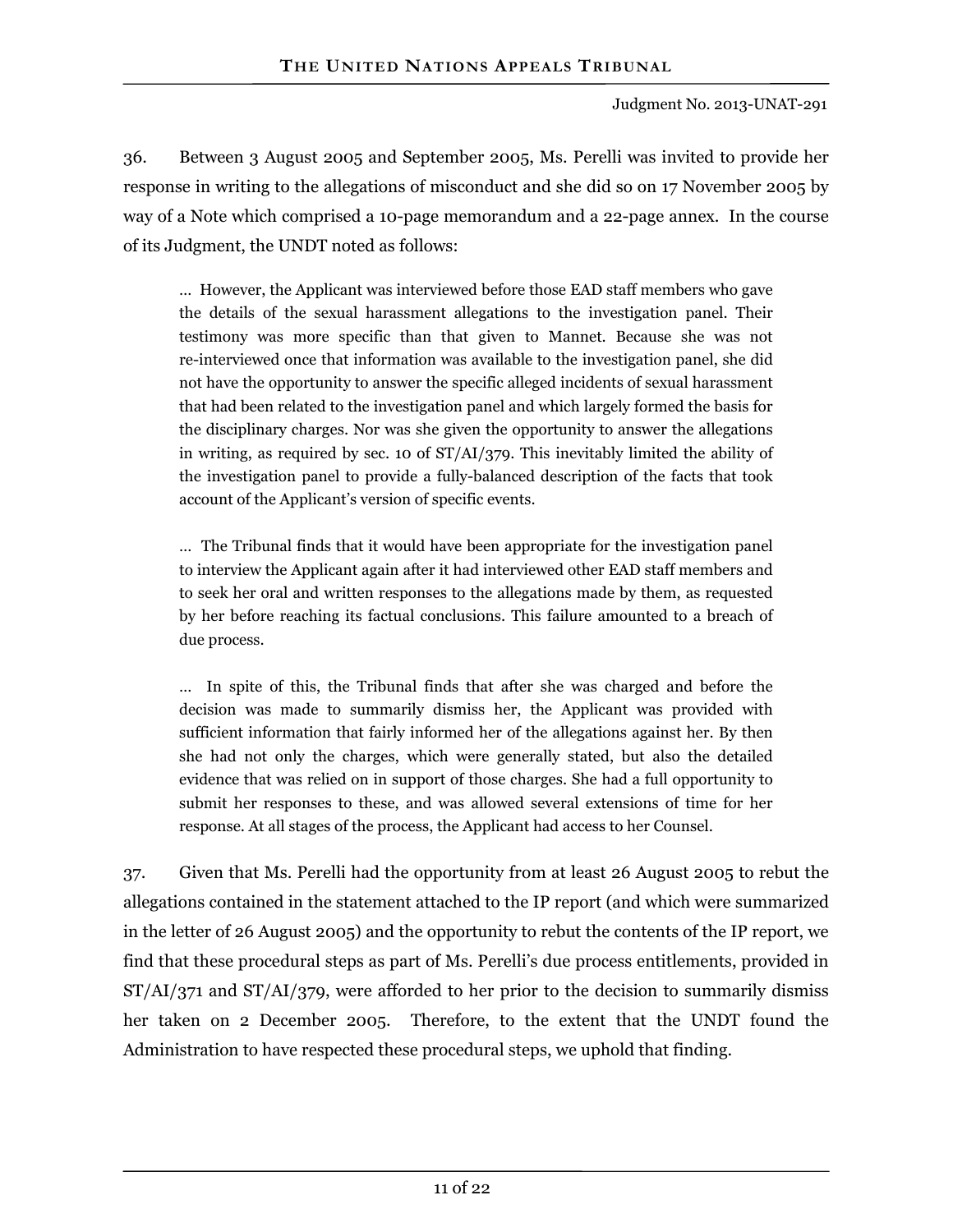36. Between 3 August 2005 and September 2005, Ms. Perelli was invited to provide her response in writing to the allegations of misconduct and she did so on 17 November 2005 by way of a Note which comprised a 10-page memorandum and a 22-page annex. In the course of its Judgment, the UNDT noted as follows:

> ... However, the Applicant was interviewed before those EAD staff members who gave the details of the sexual harassment allegations to the investigation panel. Their testimony was more specific than that given to Mannet. Because she was not re-interviewed once that information was available to the investigation panel, she did not have the opportunity to answer the specific alleged incidents of sexual harassment that had been related to the investigation panel and which largely formed the basis for the disciplinary charges. Nor was she given the opportunity to answer the allegations in writing, as required by sec. 10 of ST/AI/379. This inevitably limited the ability of the investigation panel to provide a fully-balanced description of the facts that took account of the Applicant's version of specific events.
>
> ... The Tribunal finds that it would have been appropriate for the investigation panel to interview the Applicant again after it had interviewed other EAD staff members and to seek her oral and written responses to the allegations made by them, as requested by her before reaching its factual conclusions. This failure amounted to a breach of due process.
>
> ... In spite of this, the Tribunal finds that after she was charged and before the decision was made to summarily dismiss her, the Applicant was provided with sufficient information that fairly informed her of the allegations against her. By then she had not only the charges, which were generally stated, but also the detailed evidence that was relied on in support of those charges. She had a full opportunity to submit her responses to these, and was allowed several extensions of time for her response. At all stages of the process, the Applicant had access to her Counsel.

37. Given that Ms. Perelli had the opportunity from at least 26 August 2005 to rebut the allegations contained in the statement attached to the IP report (and which were summarized in the letter of 26 August 2005) and the opportunity to rebut the contents of the IP report, we find that these procedural steps as part of Ms. Perelli's due process entitlements, provided in ST/AI/371 and ST/AI/379, were afforded to her prior to the decision to summarily dismiss her taken on 2 December 2005. Therefore, to the extent that the UNDT found the Administration to have respected these procedural steps, we uphold that finding.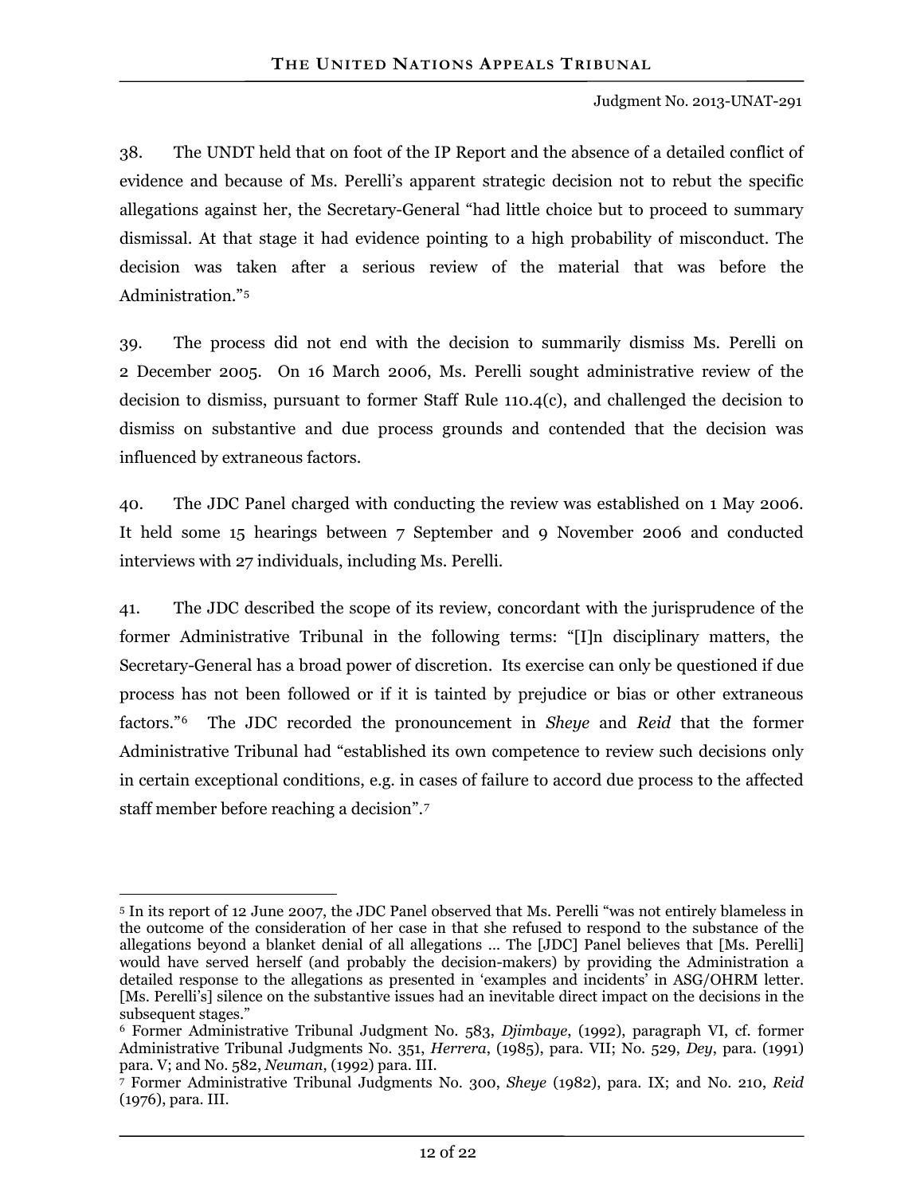38. The UNDT held that on foot of the IP Report and the absence of a detailed conflict of evidence and because of Ms. Perelli's apparent strategic decision not to rebut the specific allegations against her, the Secretary-General "had little choice but to proceed to summary dismissal. At that stage it had evidence pointing to a high probability of misconduct. The decision was taken after a serious review of the material that was before the Administration."[5]

39. The process did not end with the decision to summarily dismiss Ms. Perelli on 2 December 2005. On 16 March 2006, Ms. Perelli sought administrative review of the decision to dismiss, pursuant to former Staff Rule 110.4(c), and challenged the decision to dismiss on substantive and due process grounds and contended that the decision was influenced by extraneous factors.

40. The JDC Panel charged with conducting the review was established on 1 May 2006. It held some 15 hearings between 7 September and 9 November 2006 and conducted interviews with 27 individuals, including Ms. Perelli.

41. The JDC described the scope of its review, concordant with the jurisprudence of the former Administrative Tribunal in the following terms: "[I]n disciplinary matters, the Secretary-General has a broad power of discretion. Its exercise can only be questioned if due process has not been followed or if it is tainted by prejudice or bias or other extraneous factors."[6] The JDC recorded the pronouncement in *Sheye* and *Reid* that the former Administrative Tribunal had "established its own competence to review such decisions only in certain exceptional conditions, e.g. in cases of failure to accord due process to the affected staff member before reaching a decision".[7]

---

[5] In its report of 12 June 2007, the JDC Panel observed that Ms. Perelli "was not entirely blameless in the outcome of the consideration of her case in that she refused to respond to the substance of the allegations beyond a blanket denial of all allegations … The [JDC] Panel believes that [Ms. Perelli] would have served herself (and probably the decision-makers) by providing the Administration a detailed response to the allegations as presented in 'examples and incidents' in ASG/OHRM letter. [Ms. Perelli's] silence on the substantive issues had an inevitable direct impact on the decisions in the subsequent stages."

[6] Former Administrative Tribunal Judgment No. 583, *Djimbaye*, (1992), paragraph VI, cf. former Administrative Tribunal Judgments No. 351, *Herrera*, (1985), para. VII; No. 529, *Dey*, para. (1991) para. V; and No. 582, *Neuman*, (1992) para. III.

[7] Former Administrative Tribunal Judgments No. 300, *Sheye* (1982), para. IX; and No. 210, *Reid* (1976), para. III.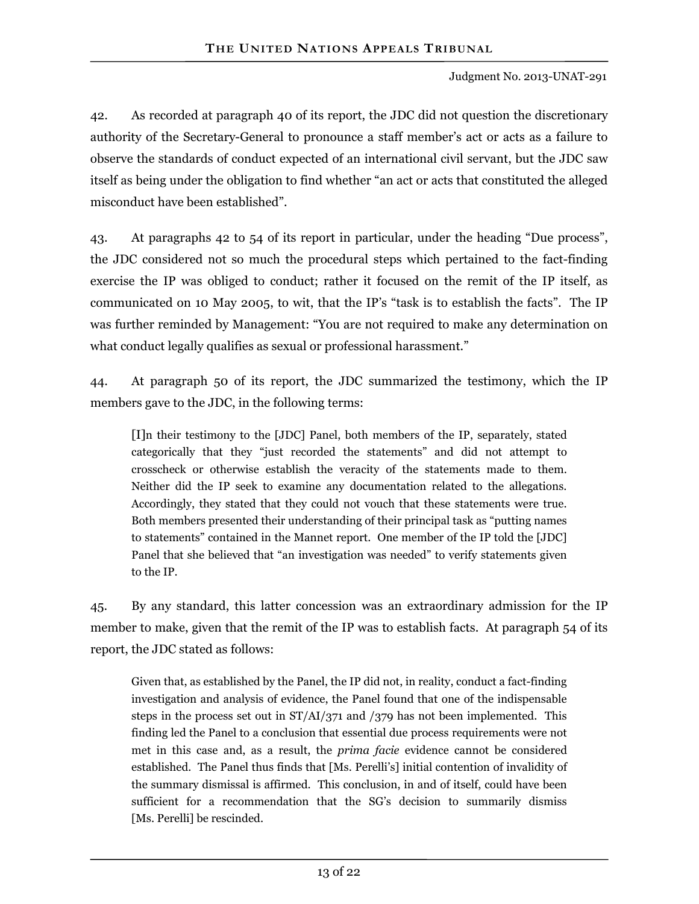42. As recorded at paragraph 40 of its report, the JDC did not question the discretionary authority of the Secretary-General to pronounce a staff member's act or acts as a failure to observe the standards of conduct expected of an international civil servant, but the JDC saw itself as being under the obligation to find whether "an act or acts that constituted the alleged misconduct have been established".

43. At paragraphs 42 to 54 of its report in particular, under the heading "Due process", the JDC considered not so much the procedural steps which pertained to the fact-finding exercise the IP was obliged to conduct; rather it focused on the remit of the IP itself, as communicated on 10 May 2005, to wit, that the IP's "task is to establish the facts". The IP was further reminded by Management: "You are not required to make any determination on what conduct legally qualifies as sexual or professional harassment."

44. At paragraph 50 of its report, the JDC summarized the testimony, which the IP members gave to the JDC, in the following terms:

> [I]n their testimony to the [JDC] Panel, both members of the IP, separately, stated categorically that they "just recorded the statements" and did not attempt to crosscheck or otherwise establish the veracity of the statements made to them. Neither did the IP seek to examine any documentation related to the allegations. Accordingly, they stated that they could not vouch that these statements were true. Both members presented their understanding of their principal task as "putting names to statements" contained in the Mannet report. One member of the IP told the [JDC] Panel that she believed that "an investigation was needed" to verify statements given to the IP.

45. By any standard, this latter concession was an extraordinary admission for the IP member to make, given that the remit of the IP was to establish facts. At paragraph 54 of its report, the JDC stated as follows:

> Given that, as established by the Panel, the IP did not, in reality, conduct a fact-finding investigation and analysis of evidence, the Panel found that one of the indispensable steps in the process set out in ST/AI/371 and /379 has not been implemented. This finding led the Panel to a conclusion that essential due process requirements were not met in this case and, as a result, the *prima facie* evidence cannot be considered established. The Panel thus finds that [Ms. Perelli's] initial contention of invalidity of the summary dismissal is affirmed. This conclusion, in and of itself, could have been sufficient for a recommendation that the SG's decision to summarily dismiss [Ms. Perelli] be rescinded.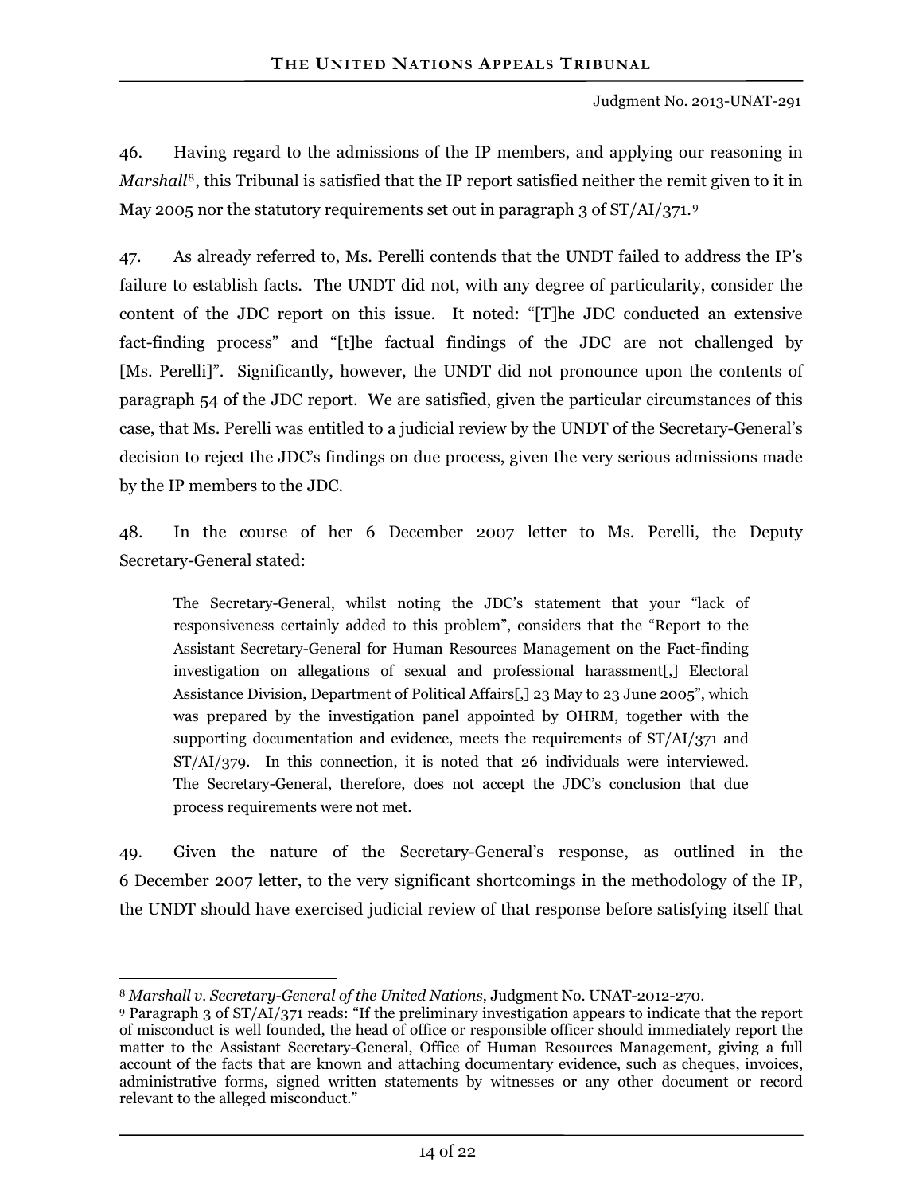46. Having regard to the admissions of the IP members, and applying our reasoning in *Marshall*[8], this Tribunal is satisfied that the IP report satisfied neither the remit given to it in May 2005 nor the statutory requirements set out in paragraph 3 of ST/AI/371.[9]

47. As already referred to, Ms. Perelli contends that the UNDT failed to address the IP's failure to establish facts. The UNDT did not, with any degree of particularity, consider the content of the JDC report on this issue. It noted: "[T]he JDC conducted an extensive fact-finding process" and "[t]he factual findings of the JDC are not challenged by [Ms. Perelli]". Significantly, however, the UNDT did not pronounce upon the contents of paragraph 54 of the JDC report. We are satisfied, given the particular circumstances of this case, that Ms. Perelli was entitled to a judicial review by the UNDT of the Secretary-General's decision to reject the JDC's findings on due process, given the very serious admissions made by the IP members to the JDC.

48. In the course of her 6 December 2007 letter to Ms. Perelli, the Deputy Secretary-General stated:

> The Secretary-General, whilst noting the JDC's statement that your "lack of responsiveness certainly added to this problem", considers that the "Report to the Assistant Secretary-General for Human Resources Management on the Fact-finding investigation on allegations of sexual and professional harassment[,] Electoral Assistance Division, Department of Political Affairs[,] 23 May to 23 June 2005", which was prepared by the investigation panel appointed by OHRM, together with the supporting documentation and evidence, meets the requirements of ST/AI/371 and ST/AI/379. In this connection, it is noted that 26 individuals were interviewed. The Secretary-General, therefore, does not accept the JDC's conclusion that due process requirements were not met.

49. Given the nature of the Secretary-General's response, as outlined in the 6 December 2007 letter, to the very significant shortcomings in the methodology of the IP, the UNDT should have exercised judicial review of that response before satisfying itself that

---

[8] *Marshall v. Secretary-General of the United Nations*, Judgment No. UNAT-2012-270.

[9] Paragraph 3 of ST/AI/371 reads: "If the preliminary investigation appears to indicate that the report of misconduct is well founded, the head of office or responsible officer should immediately report the matter to the Assistant Secretary-General, Office of Human Resources Management, giving a full account of the facts that are known and attaching documentary evidence, such as cheques, invoices, administrative forms, signed written statements by witnesses or any other document or record relevant to the alleged misconduct."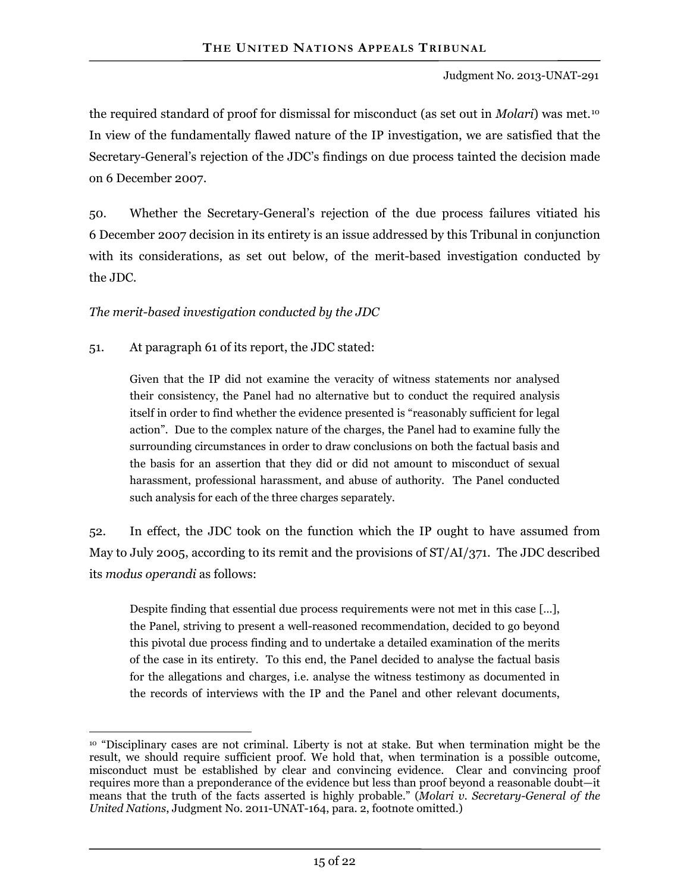the required standard of proof for dismissal for misconduct (as set out in *Molari*) was met.[10] In view of the fundamentally flawed nature of the IP investigation, we are satisfied that the Secretary-General's rejection of the JDC's findings on due process tainted the decision made on 6 December 2007.

50. Whether the Secretary-General's rejection of the due process failures vitiated his 6 December 2007 decision in its entirety is an issue addressed by this Tribunal in conjunction with its considerations, as set out below, of the merit-based investigation conducted by the JDC.

*The merit-based investigation conducted by the JDC*

51. At paragraph 61 of its report, the JDC stated:

> Given that the IP did not examine the veracity of witness statements nor analysed their consistency, the Panel had no alternative but to conduct the required analysis itself in order to find whether the evidence presented is "reasonably sufficient for legal action". Due to the complex nature of the charges, the Panel had to examine fully the surrounding circumstances in order to draw conclusions on both the factual basis and the basis for an assertion that they did or did not amount to misconduct of sexual harassment, professional harassment, and abuse of authority. The Panel conducted such analysis for each of the three charges separately.

52. In effect, the JDC took on the function which the IP ought to have assumed from May to July 2005, according to its remit and the provisions of ST/AI/371. The JDC described its *modus operandi* as follows:

> Despite finding that essential due process requirements were not met in this case […], the Panel, striving to present a well-reasoned recommendation, decided to go beyond this pivotal due process finding and to undertake a detailed examination of the merits of the case in its entirety. To this end, the Panel decided to analyse the factual basis for the allegations and charges, i.e. analyse the witness testimony as documented in the records of interviews with the IP and the Panel and other relevant documents,

---

[10] "Disciplinary cases are not criminal. Liberty is not at stake. But when termination might be the result, we should require sufficient proof. We hold that, when termination is a possible outcome, misconduct must be established by clear and convincing evidence. Clear and convincing proof requires more than a preponderance of the evidence but less than proof beyond a reasonable doubt—it means that the truth of the facts asserted is highly probable." (*Molari v. Secretary-General of the United Nations*, Judgment No. 2011-UNAT-164, para. 2, footnote omitted.)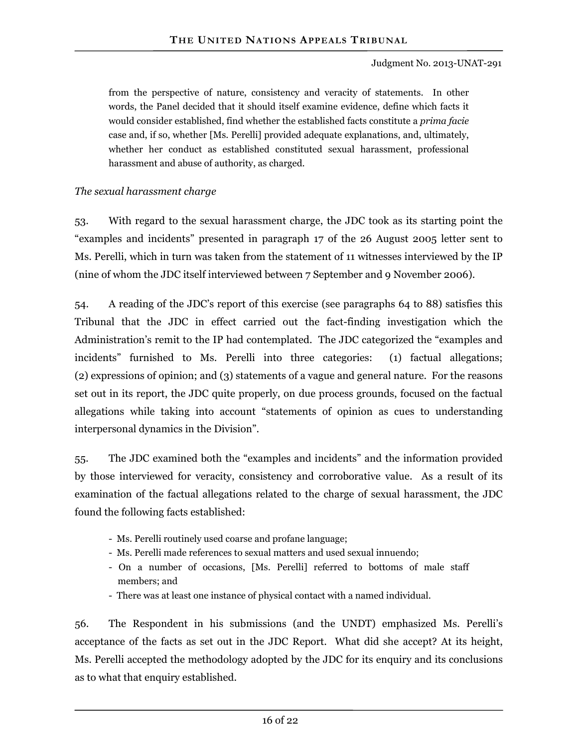> from the perspective of nature, consistency and veracity of statements. In other words, the Panel decided that it should itself examine evidence, define which facts it would consider established, find whether the established facts constitute a *prima facie* case and, if so, whether [Ms. Perelli] provided adequate explanations, and, ultimately, whether her conduct as established constituted sexual harassment, professional harassment and abuse of authority, as charged.

*The sexual harassment charge*

53. With regard to the sexual harassment charge, the JDC took as its starting point the "examples and incidents" presented in paragraph 17 of the 26 August 2005 letter sent to Ms. Perelli, which in turn was taken from the statement of 11 witnesses interviewed by the IP (nine of whom the JDC itself interviewed between 7 September and 9 November 2006).

54. A reading of the JDC's report of this exercise (see paragraphs 64 to 88) satisfies this Tribunal that the JDC in effect carried out the fact-finding investigation which the Administration's remit to the IP had contemplated. The JDC categorized the "examples and incidents" furnished to Ms. Perelli into three categories: (1) factual allegations; (2) expressions of opinion; and (3) statements of a vague and general nature. For the reasons set out in its report, the JDC quite properly, on due process grounds, focused on the factual allegations while taking into account "statements of opinion as cues to understanding interpersonal dynamics in the Division".

55. The JDC examined both the "examples and incidents" and the information provided by those interviewed for veracity, consistency and corroborative value. As a result of its examination of the factual allegations related to the charge of sexual harassment, the JDC found the following facts established:

> - Ms. Perelli routinely used coarse and profane language;
> - Ms. Perelli made references to sexual matters and used sexual innuendo;
> - On a number of occasions, [Ms. Perelli] referred to bottoms of male staff members; and
> - There was at least one instance of physical contact with a named individual.

56. The Respondent in his submissions (and the UNDT) emphasized Ms. Perelli's acceptance of the facts as set out in the JDC Report. What did she accept? At its height, Ms. Perelli accepted the methodology adopted by the JDC for its enquiry and its conclusions as to what that enquiry established.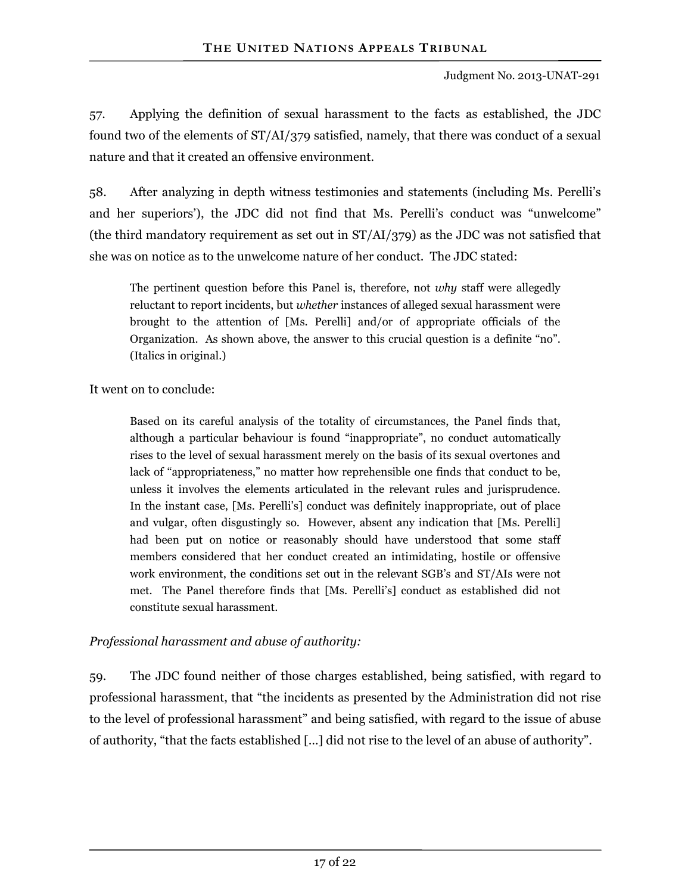57. Applying the definition of sexual harassment to the facts as established, the JDC found two of the elements of ST/AI/379 satisfied, namely, that there was conduct of a sexual nature and that it created an offensive environment.

58. After analyzing in depth witness testimonies and statements (including Ms. Perelli's and her superiors'), the JDC did not find that Ms. Perelli's conduct was "unwelcome" (the third mandatory requirement as set out in ST/AI/379) as the JDC was not satisfied that she was on notice as to the unwelcome nature of her conduct. The JDC stated:

> The pertinent question before this Panel is, therefore, not *why* staff were allegedly reluctant to report incidents, but *whether* instances of alleged sexual harassment were brought to the attention of [Ms. Perelli] and/or of appropriate officials of the Organization. As shown above, the answer to this crucial question is a definite "no". (Italics in original.)

It went on to conclude:

> Based on its careful analysis of the totality of circumstances, the Panel finds that, although a particular behaviour is found "inappropriate", no conduct automatically rises to the level of sexual harassment merely on the basis of its sexual overtones and lack of "appropriateness," no matter how reprehensible one finds that conduct to be, unless it involves the elements articulated in the relevant rules and jurisprudence. In the instant case, [Ms. Perelli's] conduct was definitely inappropriate, out of place and vulgar, often disgustingly so. However, absent any indication that [Ms. Perelli] had been put on notice or reasonably should have understood that some staff members considered that her conduct created an intimidating, hostile or offensive work environment, the conditions set out in the relevant SGB's and ST/AIs were not met. The Panel therefore finds that [Ms. Perelli's] conduct as established did not constitute sexual harassment.

*Professional harassment and abuse of authority:*

59. The JDC found neither of those charges established, being satisfied, with regard to professional harassment, that "the incidents as presented by the Administration did not rise to the level of professional harassment" and being satisfied, with regard to the issue of abuse of authority, "that the facts established […] did not rise to the level of an abuse of authority".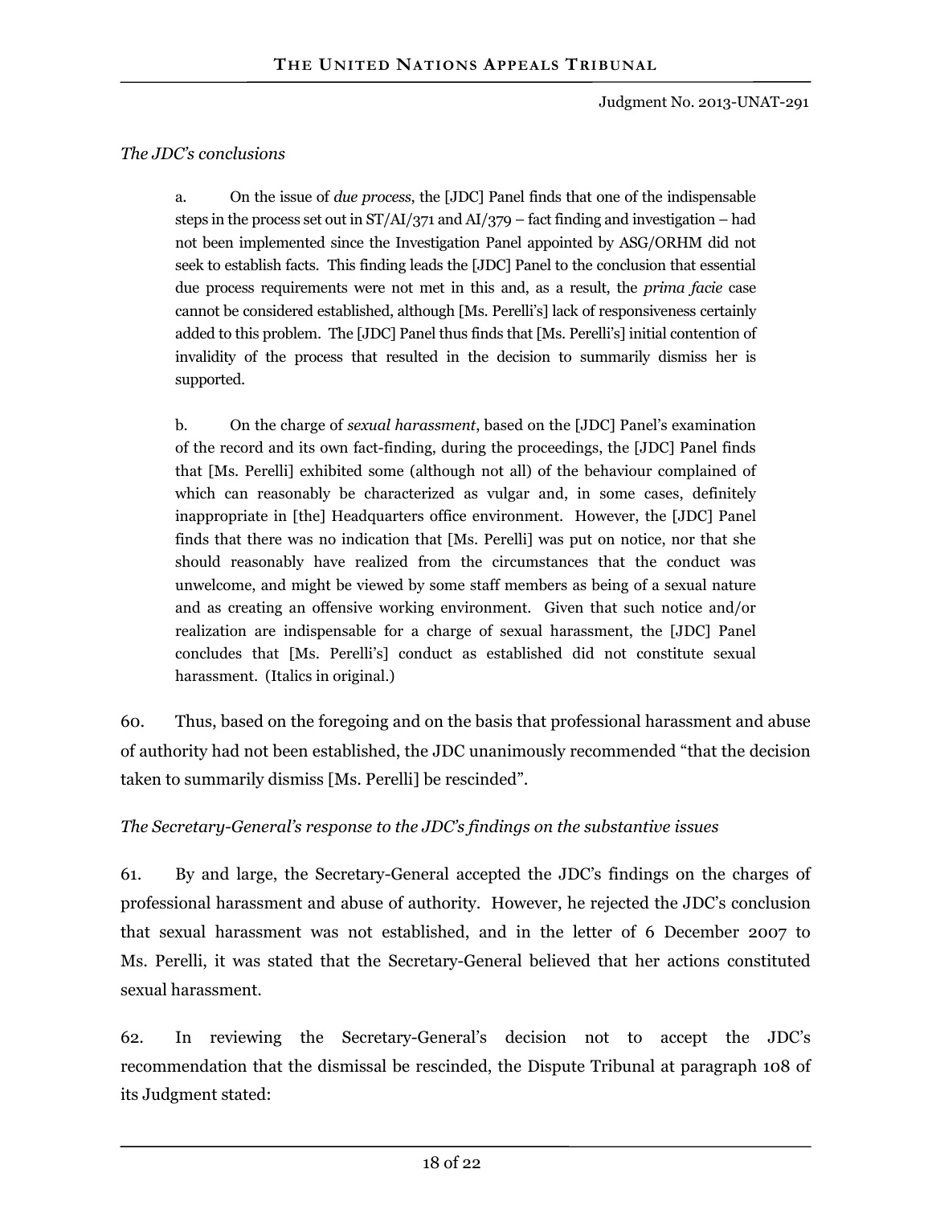*The JDC's conclusions*

> a. On the issue of *due process*, the [JDC] Panel finds that one of the indispensable steps in the process set out in ST/AI/371 and AI/379 – fact finding and investigation – had not been implemented since the Investigation Panel appointed by ASG/ORHM did not seek to establish facts. This finding leads the [JDC] Panel to the conclusion that essential due process requirements were not met in this and, as a result, the *prima facie* case cannot be considered established, although [Ms. Perelli's] lack of responsiveness certainly added to this problem. The [JDC] Panel thus finds that [Ms. Perelli's] initial contention of invalidity of the process that resulted in the decision to summarily dismiss her is supported.
>
> b. On the charge of *sexual harassment*, based on the [JDC] Panel's examination of the record and its own fact-finding, during the proceedings, the [JDC] Panel finds that [Ms. Perelli] exhibited some (although not all) of the behaviour complained of which can reasonably be characterized as vulgar and, in some cases, definitely inappropriate in [the] Headquarters office environment. However, the [JDC] Panel finds that there was no indication that [Ms. Perelli] was put on notice, nor that she should reasonably have realized from the circumstances that the conduct was unwelcome, and might be viewed by some staff members as being of a sexual nature and as creating an offensive working environment. Given that such notice and/or realization are indispensable for a charge of sexual harassment, the [JDC] Panel concludes that [Ms. Perelli's] conduct as established did not constitute sexual harassment. (Italics in original.)

60. Thus, based on the foregoing and on the basis that professional harassment and abuse of authority had not been established, the JDC unanimously recommended "that the decision taken to summarily dismiss [Ms. Perelli] be rescinded".

*The Secretary-General's response to the JDC's findings on the substantive issues*

61. By and large, the Secretary-General accepted the JDC's findings on the charges of professional harassment and abuse of authority. However, he rejected the JDC's conclusion that sexual harassment was not established, and in the letter of 6 December 2007 to Ms. Perelli, it was stated that the Secretary-General believed that her actions constituted sexual harassment.

62. In reviewing the Secretary-General's decision not to accept the JDC's recommendation that the dismissal be rescinded, the Dispute Tribunal at paragraph 108 of its Judgment stated: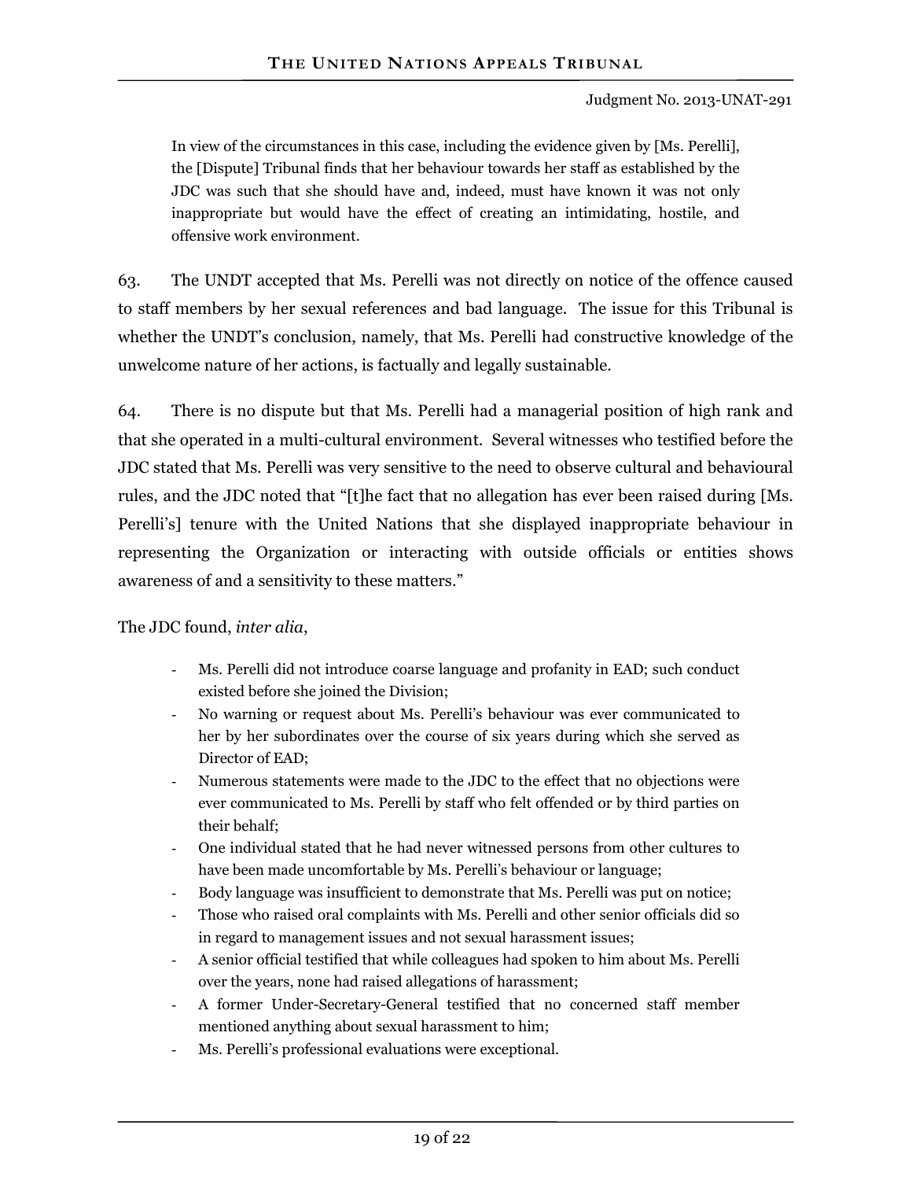> In view of the circumstances in this case, including the evidence given by [Ms. Perelli], the [Dispute] Tribunal finds that her behaviour towards her staff as established by the JDC was such that she should have and, indeed, must have known it was not only inappropriate but would have the effect of creating an intimidating, hostile, and offensive work environment.

63. The UNDT accepted that Ms. Perelli was not directly on notice of the offence caused to staff members by her sexual references and bad language. The issue for this Tribunal is whether the UNDT's conclusion, namely, that Ms. Perelli had constructive knowledge of the unwelcome nature of her actions, is factually and legally sustainable.

64. There is no dispute but that Ms. Perelli had a managerial position of high rank and that she operated in a multi-cultural environment. Several witnesses who testified before the JDC stated that Ms. Perelli was very sensitive to the need to observe cultural and behavioural rules, and the JDC noted that "[t]he fact that no allegation has ever been raised during [Ms. Perelli's] tenure with the United Nations that she displayed inappropriate behaviour in representing the Organization or interacting with outside officials or entities shows awareness of and a sensitivity to these matters."

The JDC found, *inter alia*,

- Ms. Perelli did not introduce coarse language and profanity in EAD; such conduct existed before she joined the Division;
- No warning or request about Ms. Perelli's behaviour was ever communicated to her by her subordinates over the course of six years during which she served as Director of EAD;
- Numerous statements were made to the JDC to the effect that no objections were ever communicated to Ms. Perelli by staff who felt offended or by third parties on their behalf;
- One individual stated that he had never witnessed persons from other cultures to have been made uncomfortable by Ms. Perelli's behaviour or language;
- Body language was insufficient to demonstrate that Ms. Perelli was put on notice;
- Those who raised oral complaints with Ms. Perelli and other senior officials did so in regard to management issues and not sexual harassment issues;
- A senior official testified that while colleagues had spoken to him about Ms. Perelli over the years, none had raised allegations of harassment;
- A former Under-Secretary-General testified that no concerned staff member mentioned anything about sexual harassment to him;
- Ms. Perelli's professional evaluations were exceptional.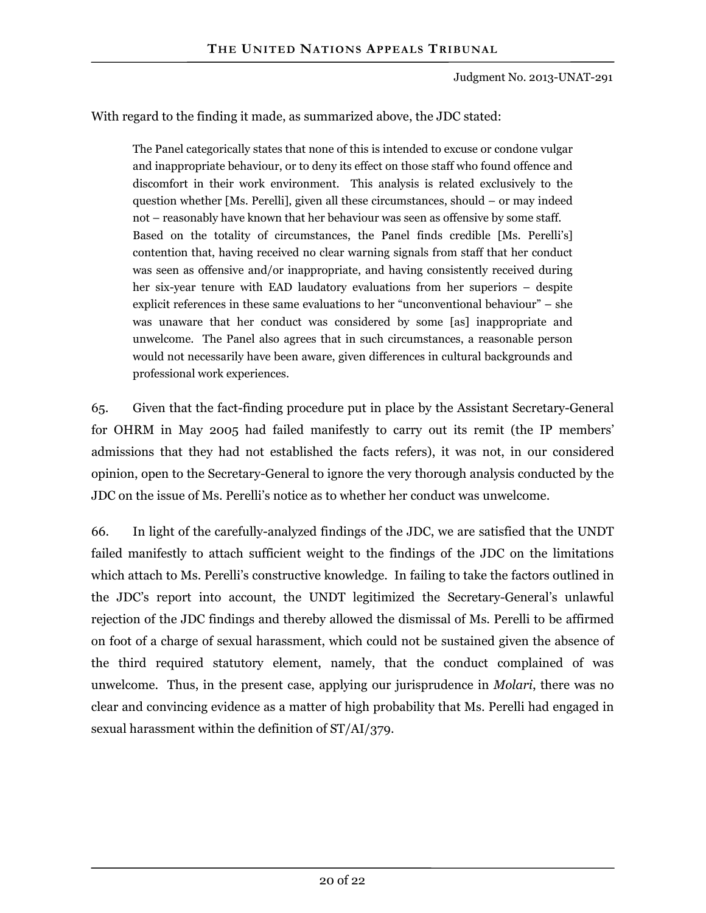With regard to the finding it made, as summarized above, the JDC stated:

> The Panel categorically states that none of this is intended to excuse or condone vulgar and inappropriate behaviour, or to deny its effect on those staff who found offence and discomfort in their work environment. This analysis is related exclusively to the question whether [Ms. Perelli], given all these circumstances, should – or may indeed not – reasonably have known that her behaviour was seen as offensive by some staff.
>
> Based on the totality of circumstances, the Panel finds credible [Ms. Perelli's] contention that, having received no clear warning signals from staff that her conduct was seen as offensive and/or inappropriate, and having consistently received during her six-year tenure with EAD laudatory evaluations from her superiors – despite explicit references in these same evaluations to her "unconventional behaviour" – she was unaware that her conduct was considered by some [as] inappropriate and unwelcome. The Panel also agrees that in such circumstances, a reasonable person would not necessarily have been aware, given differences in cultural backgrounds and professional work experiences.

65. Given that the fact-finding procedure put in place by the Assistant Secretary-General for OHRM in May 2005 had failed manifestly to carry out its remit (the IP members' admissions that they had not established the facts refers), it was not, in our considered opinion, open to the Secretary-General to ignore the very thorough analysis conducted by the JDC on the issue of Ms. Perelli's notice as to whether her conduct was unwelcome.

66. In light of the carefully-analyzed findings of the JDC, we are satisfied that the UNDT failed manifestly to attach sufficient weight to the findings of the JDC on the limitations which attach to Ms. Perelli's constructive knowledge. In failing to take the factors outlined in the JDC's report into account, the UNDT legitimized the Secretary-General's unlawful rejection of the JDC findings and thereby allowed the dismissal of Ms. Perelli to be affirmed on foot of a charge of sexual harassment, which could not be sustained given the absence of the third required statutory element, namely, that the conduct complained of was unwelcome. Thus, in the present case, applying our jurisprudence in *Molari*, there was no clear and convincing evidence as a matter of high probability that Ms. Perelli had engaged in sexual harassment within the definition of ST/AI/379.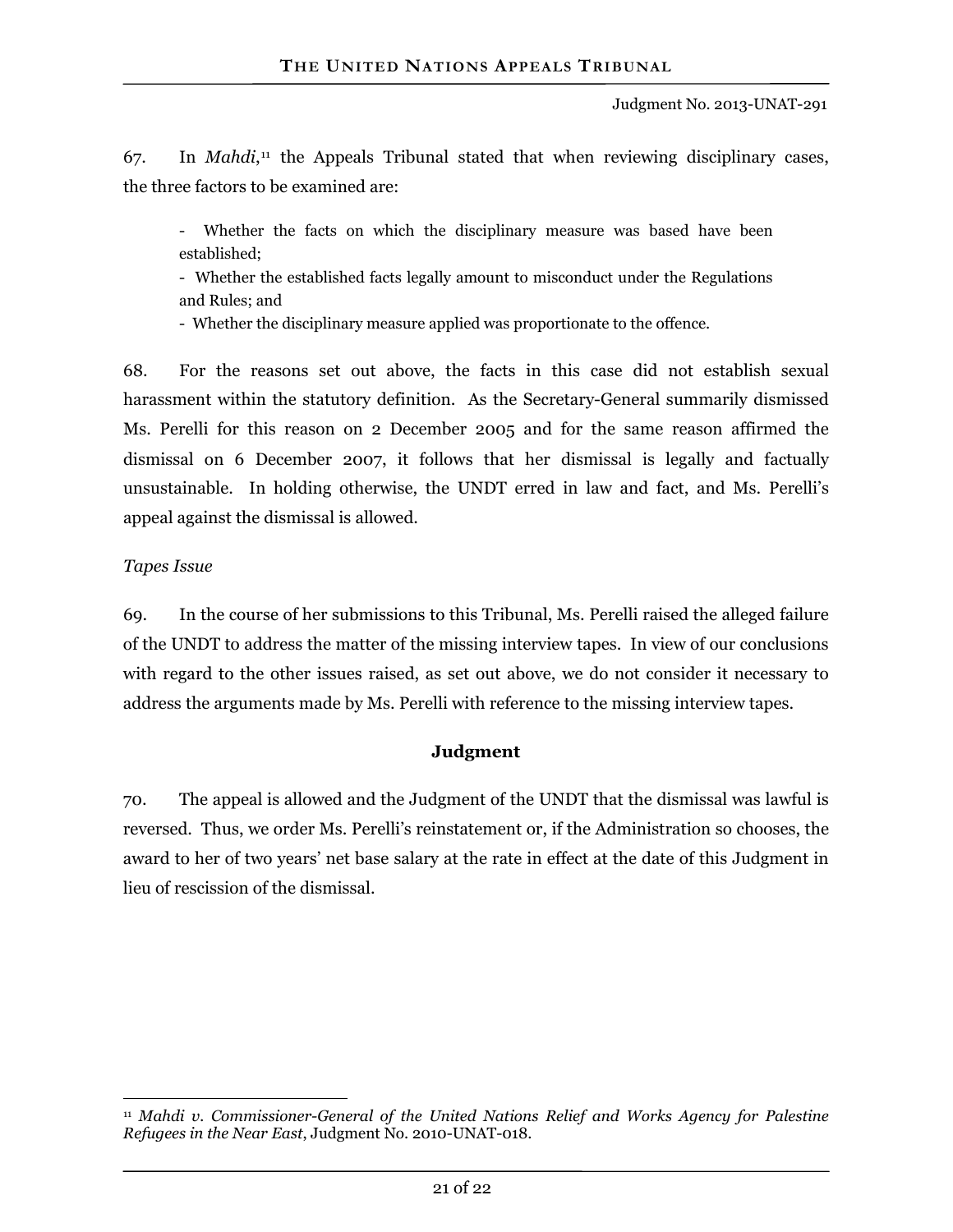67. In *Mahdi*,[11] the Appeals Tribunal stated that when reviewing disciplinary cases, the three factors to be examined are:

> - Whether the facts on which the disciplinary measure was based have been established;
> - Whether the established facts legally amount to misconduct under the Regulations and Rules; and
> - Whether the disciplinary measure applied was proportionate to the offence.

68. For the reasons set out above, the facts in this case did not establish sexual harassment within the statutory definition. As the Secretary-General summarily dismissed Ms. Perelli for this reason on 2 December 2005 and for the same reason affirmed the dismissal on 6 December 2007, it follows that her dismissal is legally and factually unsustainable. In holding otherwise, the UNDT erred in law and fact, and Ms. Perelli's appeal against the dismissal is allowed.

*Tapes Issue*

69. In the course of her submissions to this Tribunal, Ms. Perelli raised the alleged failure of the UNDT to address the matter of the missing interview tapes. In view of our conclusions with regard to the other issues raised, as set out above, we do not consider it necessary to address the arguments made by Ms. Perelli with reference to the missing interview tapes.

## Judgment

70. The appeal is allowed and the Judgment of the UNDT that the dismissal was lawful is reversed. Thus, we order Ms. Perelli's reinstatement or, if the Administration so chooses, the award to her of two years' net base salary at the rate in effect at the date of this Judgment in lieu of rescission of the dismissal.

---

[11] *Mahdi v. Commissioner-General of the United Nations Relief and Works Agency for Palestine Refugees in the Near East*, Judgment No. 2010-UNAT-018.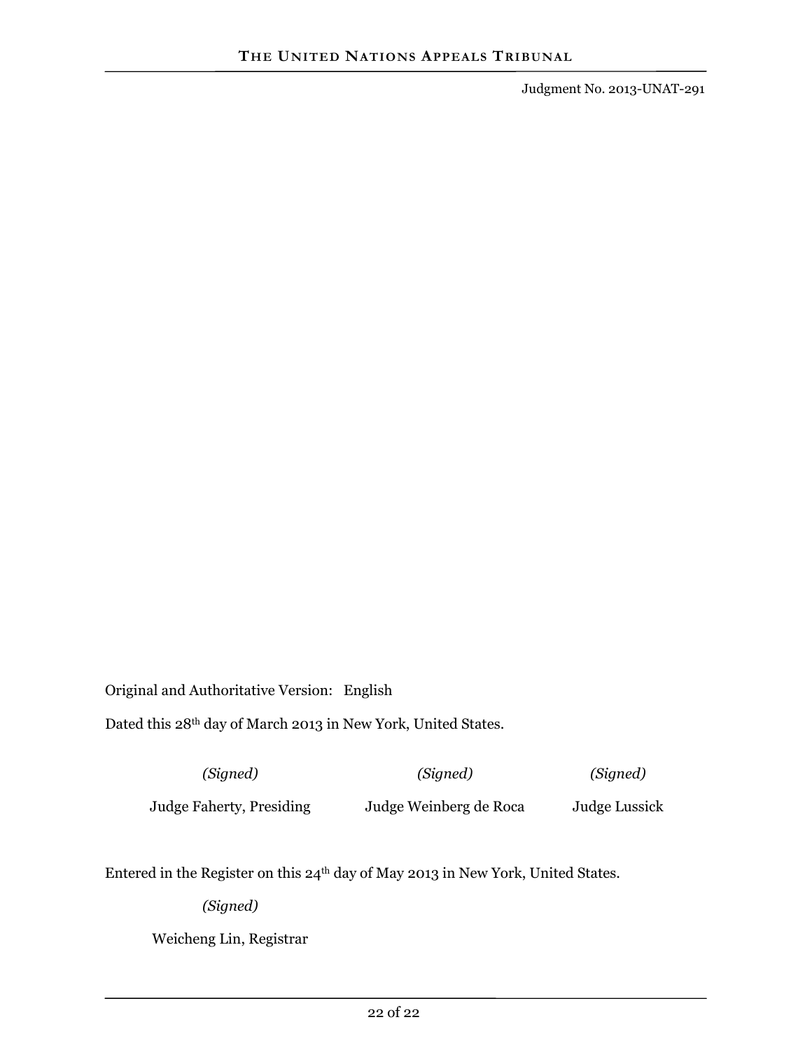Original and Authoritative Version: English

Dated this 28th day of March 2013 in New York, United States.

| | | |
|---|---|---|
| *(Signed)* | *(Signed)* | *(Signed)* |
| Judge Faherty, Presiding | Judge Weinberg de Roca | Judge Lussick |

Entered in the Register on this 24th day of May 2013 in New York, United States.

*(Signed)*

Weicheng Lin, Registrar